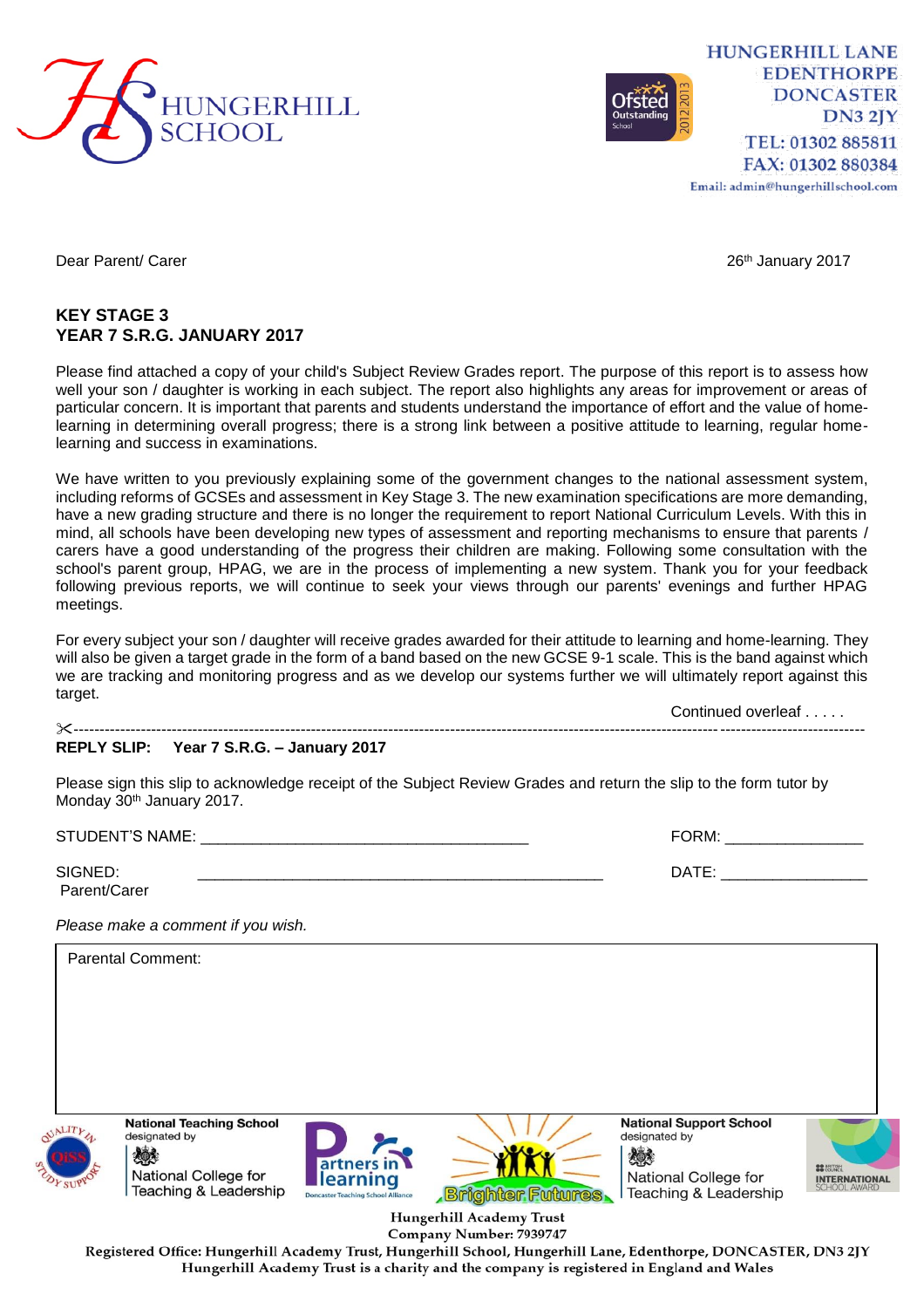HUNGERHILL SCHOOL

HUNGERHILL LANE
EDENTHORPE
DONCASTER
DN3 2JY
TEL: 01302 885811
FAX: 01302 880384
Email: admin@hungerhillschool.com

Dear Parent/ Carer

26th January 2017

**KEY STAGE 3**
**YEAR 7 S.R.G. JANUARY 2017**

Please find attached a copy of your child's Subject Review Grades report. The purpose of this report is to assess how well your son / daughter is working in each subject. The report also highlights any areas for improvement or areas of particular concern. It is important that parents and students understand the importance of effort and the value of home-learning in determining overall progress; there is a strong link between a positive attitude to learning, regular home-learning and success in examinations.

We have written to you previously explaining some of the government changes to the national assessment system, including reforms of GCSEs and assessment in Key Stage 3. The new examination specifications are more demanding, have a new grading structure and there is no longer the requirement to report National Curriculum Levels. With this in mind, all schools have been developing new types of assessment and reporting mechanisms to ensure that parents / carers have a good understanding of the progress their children are making. Following some consultation with the school's parent group, HPAG, we are in the process of implementing a new system. Thank you for your feedback following previous reports, we will continue to seek your views through our parents' evenings and further HPAG meetings.

For every subject your son / daughter will receive grades awarded for their attitude to learning and home-learning. They will also be given a target grade in the form of a band based on the new GCSE 9-1 scale. This is the band against which we are tracking and monitoring progress and as we develop our systems further we will ultimately report against this target.

Continued overleaf . . . . .

✂-------------------------------------------------------------------------------------------

**REPLY SLIP: Year 7 S.R.G. – January 2017**

Please sign this slip to acknowledge receipt of the Subject Review Grades and return the slip to the form tutor by Monday 30th January 2017.

STUDENT'S NAME: ______________________________________ FORM: ________________

SIGNED: Parent/Carer ______________________________________ DATE: _________________

*Please make a comment if you wish.*

| Parental Comment: |
| --- |
| |

National Teaching School designated by National College for Teaching & Leadership

Partners in learning – Doncaster Teaching School Alliance

Brighter Futures

National Support School designated by National College for Teaching & Leadership

British Council International School Award

Hungerhill Academy Trust
Company Number: 7939747
Registered Office: Hungerhill Academy Trust, Hungerhill School, Hungerhill Lane, Edenthorpe, DONCASTER, DN3 2JY
Hungerhill Academy Trust is a charity and the company is registered in England and Wales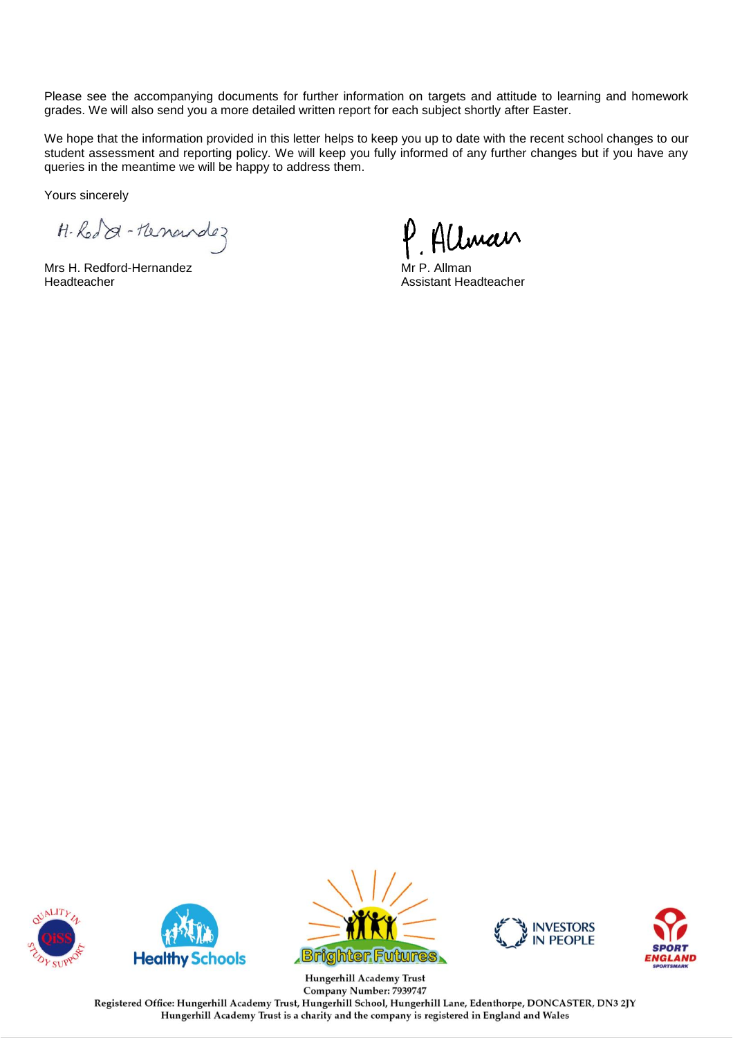Please see the accompanying documents for further information on targets and attitude to learning and homework grades. We will also send you a more detailed written report for each subject shortly after Easter.

We hope that the information provided in this letter helps to keep you up to date with the recent school changes to our student assessment and reporting policy. We will keep you fully informed of any further changes but if you have any queries in the meantime we will be happy to address them.

Yours sincerely

Mrs H. Redford-Hernandez
Headteacher

Mr P. Allman
Assistant Headteacher

Hungerhill Academy Trust
Company Number: 7939747
Registered Office: Hungerhill Academy Trust, Hungerhill School, Hungerhill Lane, Edenthorpe, DONCASTER, DN3 2JY
Hungerhill Academy Trust is a charity and the company is registered in England and Wales